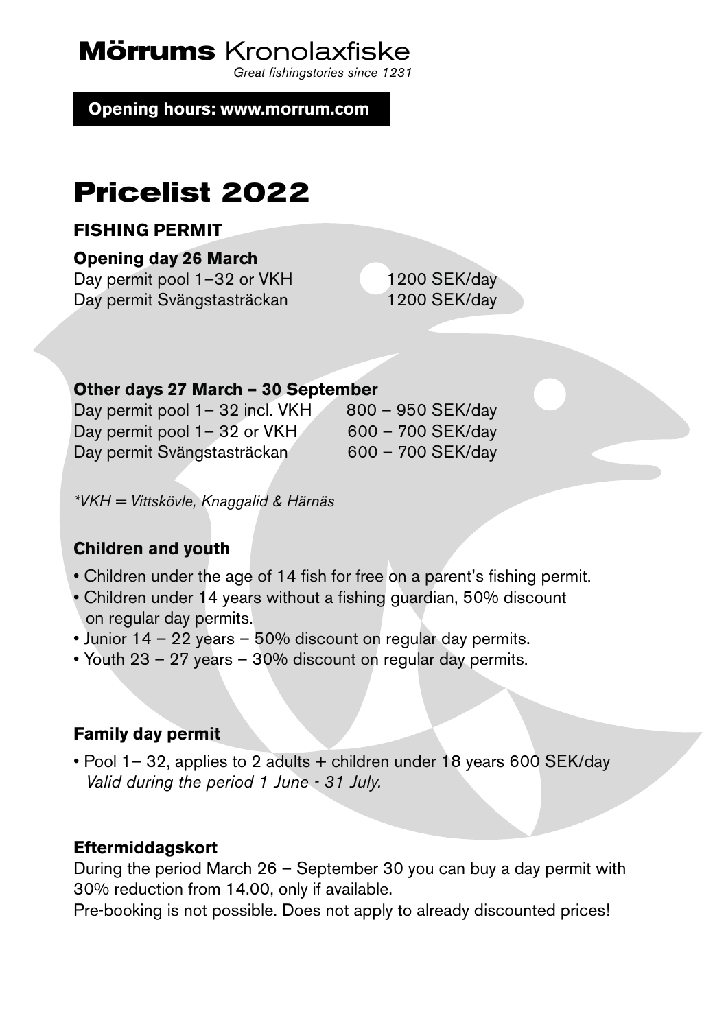**Mörrums** Kronolaxfiske

*Great fishingstories since 1231*

**Opening hours: www.morrum.com**

# Pricelist 2022

## FISHING PERMIT

**Opening day 26 March**

| | |
|---|---|
| Day permit pool 1–32 or VKH | 1200 SEK/day |
| Day permit Svängstasträckan | 1200 SEK/day |

**Other days 27 March – 30 September**

| | |
|---|---|
| Day permit pool 1– 32 incl. VKH | 800 – 950 SEK/day |
| Day permit pool 1– 32 or VKH | 600 – 700 SEK/day |
| Day permit Svängstasträckan | 600 – 700 SEK/day |

*\*VKH = Vittskövle, Knaggalid & Härnäs*

### Children and youth

- Children under the age of 14 fish for free on a parent's fishing permit.
- Children under 14 years without a fishing guardian, 50% discount on regular day permits.
- Junior 14 – 22 years – 50% discount on regular day permits.
- Youth 23 – 27 years – 30% discount on regular day permits.

### Family day permit

- Pool 1– 32, applies to 2 adults + children under 18 years 600 SEK/day
  *Valid during the period 1 June - 31 July.*

### Eftermiddagskort

During the period March 26 – September 30 you can buy a day permit with 30% reduction from 14.00, only if available.
Pre-booking is not possible. Does not apply to already discounted prices!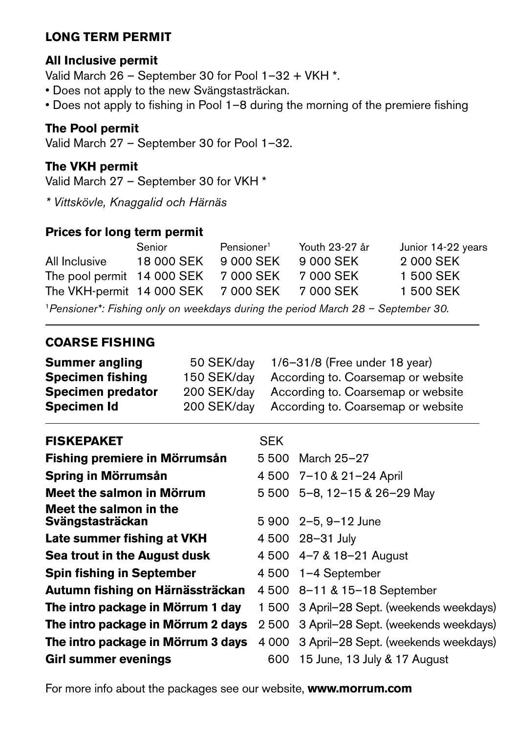## LONG TERM PERMIT

### All Inclusive permit

Valid March 26 – September 30 for Pool 1–32 + VKH *.

- Does not apply to the new Svängstasträckan.
- Does not apply to fishing in Pool 1–8 during the morning of the premiere fishing

### The Pool permit

Valid March 27 – September 30 for Pool 1–32.

### The VKH permit

Valid March 27 – September 30 for VKH *

*\* Vittskövle, Knaggalid och Härnäs*

### Prices for long term permit

| | Senior | Pensioner[1] | Youth 23-27 år | Junior 14-22 years |
|---|---|---|---|---|
| All Inclusive | 18 000 SEK | 9 000 SEK | 9 000 SEK | 2 000 SEK |
| The pool permit | 14 000 SEK | 7 000 SEK | 7 000 SEK | 1 500 SEK |
| The VKH-permit | 14 000 SEK | 7 000 SEK | 7 000 SEK | 1 500 SEK |

[1]*Pensioner*: Fishing only on weekdays during the period March 28 – September 30.*

## COARSE FISHING

| | | |
|---|---|---|
| **Summer angling** | 50 SEK/day | 1/6–31/8 (Free under 18 year) |
| **Specimen fishing** | 150 SEK/day | According to. Coarsemap or website |
| **Specimen predator** | 200 SEK/day | According to. Coarsemap or website |
| **Specimen Id** | 200 SEK/day | According to. Coarsemap or website |

| FISKEPAKET | SEK | |
|---|---|---|
| **Fishing premiere in Mörrumsån** | 5 500 | March 25–27 |
| **Spring in Mörrumsån** | 4 500 | 7–10 & 21–24 April |
| **Meet the salmon in Mörrum** | 5 500 | 5–8, 12–15 & 26–29 May |
| **Meet the salmon in the Svängstasträckan** | 5 900 | 2–5, 9–12 June |
| **Late summer fishing at VKH** | 4 500 | 28–31 July |
| **Sea trout in the August dusk** | 4 500 | 4–7 & 18–21 August |
| **Spin fishing in September** | 4 500 | 1–4 September |
| **Autumn fishing on Härnässträckan** | 4 500 | 8–11 & 15–18 September |
| **The intro package in Mörrum 1 day** | 1 500 | 3 April–28 Sept. (weekends weekdays) |
| **The intro package in Mörrum 2 days** | 2 500 | 3 April–28 Sept. (weekends weekdays) |
| **The intro package in Mörrum 3 days** | 4 000 | 3 April–28 Sept. (weekends weekdays) |
| **Girl summer evenings** | 600 | 15 June, 13 July & 17 August |

For more info about the packages see our website, **www.morrum.com**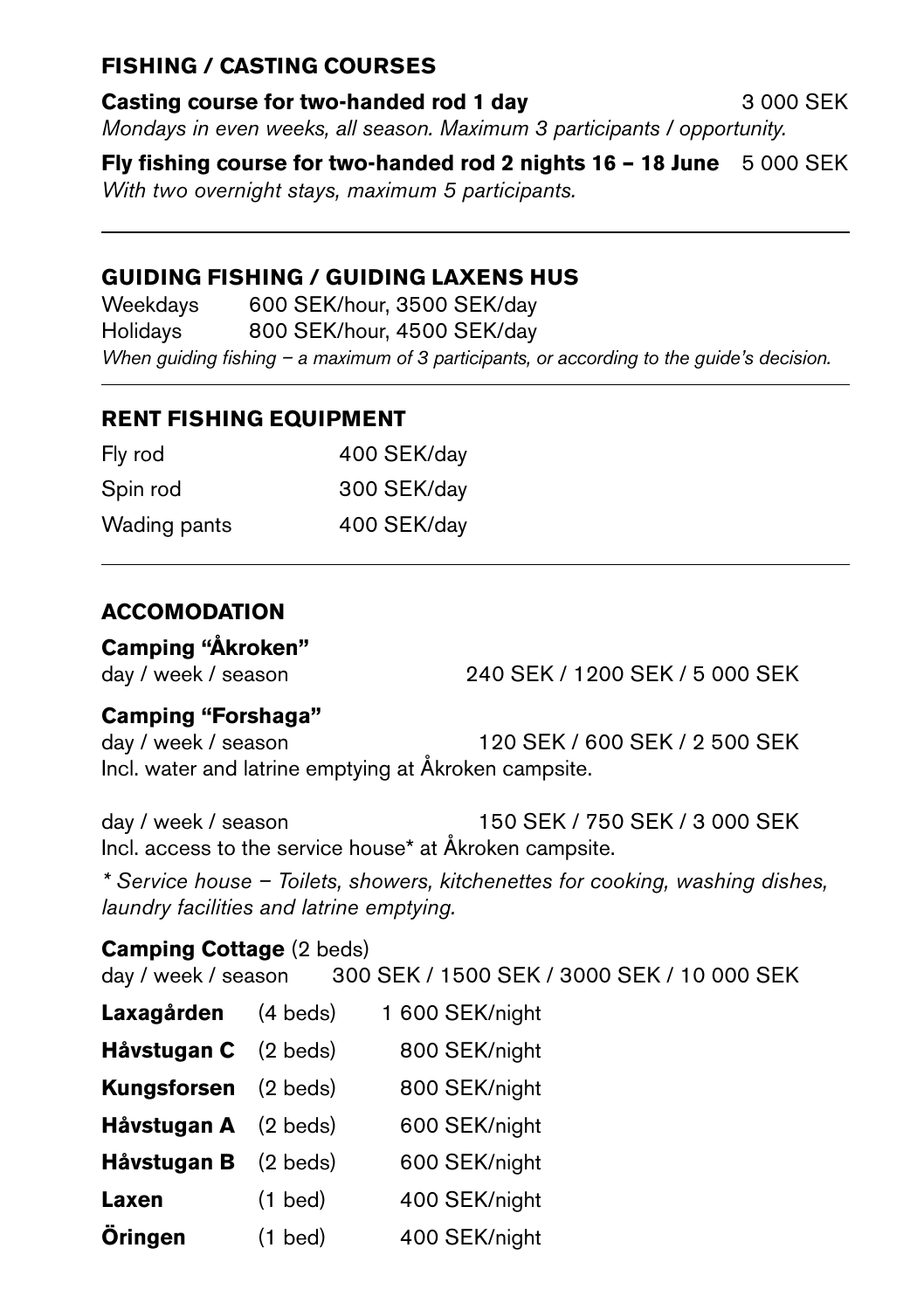## FISHING / CASTING COURSES

**Casting course for two-handed rod 1 day** 3 000 SEK

*Mondays in even weeks, all season. Maximum 3 participants / opportunity.*

**Fly fishing course for two-handed rod 2 nights 16 – 18 June** 5 000 SEK

*With two overnight stays, maximum 5 participants.*

---

## GUIDING FISHING / GUIDING LAXENS HUS

| | |
|---|---|
| Weekdays | 600 SEK/hour, 3500 SEK/day |
| Holidays | 800 SEK/hour, 4500 SEK/day |

*When guiding fishing – a maximum of 3 participants, or according to the guide's decision.*

---

## RENT FISHING EQUIPMENT

| | |
|---|---|
| Fly rod | 400 SEK/day |
| Spin rod | 300 SEK/day |
| Wading pants | 400 SEK/day |

---

## ACCOMODATION

**Camping "Åkroken"**

day / week / season 240 SEK / 1200 SEK / 5 000 SEK

**Camping "Forshaga"**

day / week / season 120 SEK / 600 SEK / 2 500 SEK

Incl. water and latrine emptying at Åkroken campsite.

day / week / season 150 SEK / 750 SEK / 3 000 SEK

Incl. access to the service house* at Åkroken campsite.

*\* Service house – Toilets, showers, kitchenettes for cooking, washing dishes, laundry facilities and latrine emptying.*

**Camping Cottage** (2 beds)

day / week / season 300 SEK / 1500 SEK / 3000 SEK / 10 000 SEK

| | | |
|---|---|---|
| **Laxagården** | (4 beds) | 1 600 SEK/night |
| **Håvstugan C** | (2 beds) | 800 SEK/night |
| **Kungsforsen** | (2 beds) | 800 SEK/night |
| **Håvstugan A** | (2 beds) | 600 SEK/night |
| **Håvstugan B** | (2 beds) | 600 SEK/night |
| **Laxen** | (1 bed) | 400 SEK/night |
| **Öringen** | (1 bed) | 400 SEK/night |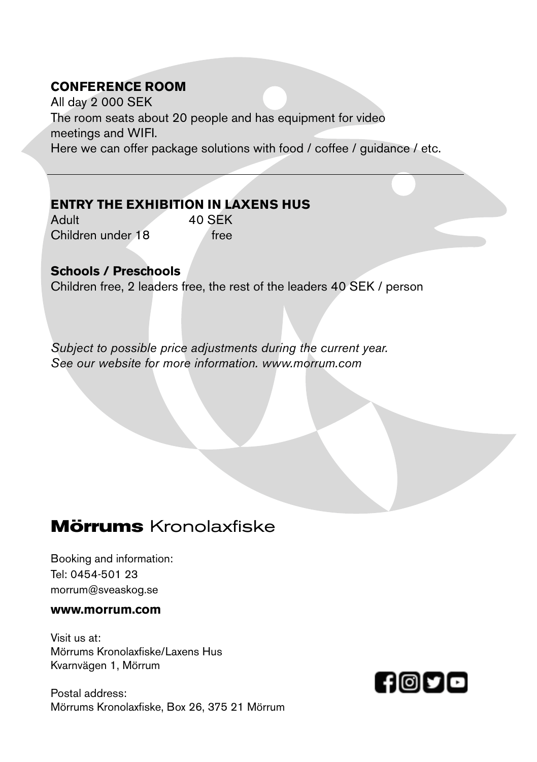**CONFERENCE ROOM**

All day 2 000 SEK
The room seats about 20 people and has equipment for video meetings and WIFI.
Here we can offer package solutions with food / coffee / guidance / etc.

---

**ENTRY THE EXHIBITION IN LAXENS HUS**

| | |
|---|---|
| Adult | 40 SEK |
| Children under 18 | free |

**Schools / Preschools**

Children free, 2 leaders free, the rest of the leaders 40 SEK / person

*Subject to possible price adjustments during the current year.*
*See our website for more information. www.morrum.com*

## **Mörrums** Kronolaxfiske

Booking and information:
Tel: 0454-501 23
morrum@sveaskog.se

**www.morrum.com**

Visit us at:
Mörrums Kronolaxfiske/Laxens Hus
Kvarnvägen 1, Mörrum

Postal address:
Mörrums Kronolaxfiske, Box 26, 375 21 Mörrum